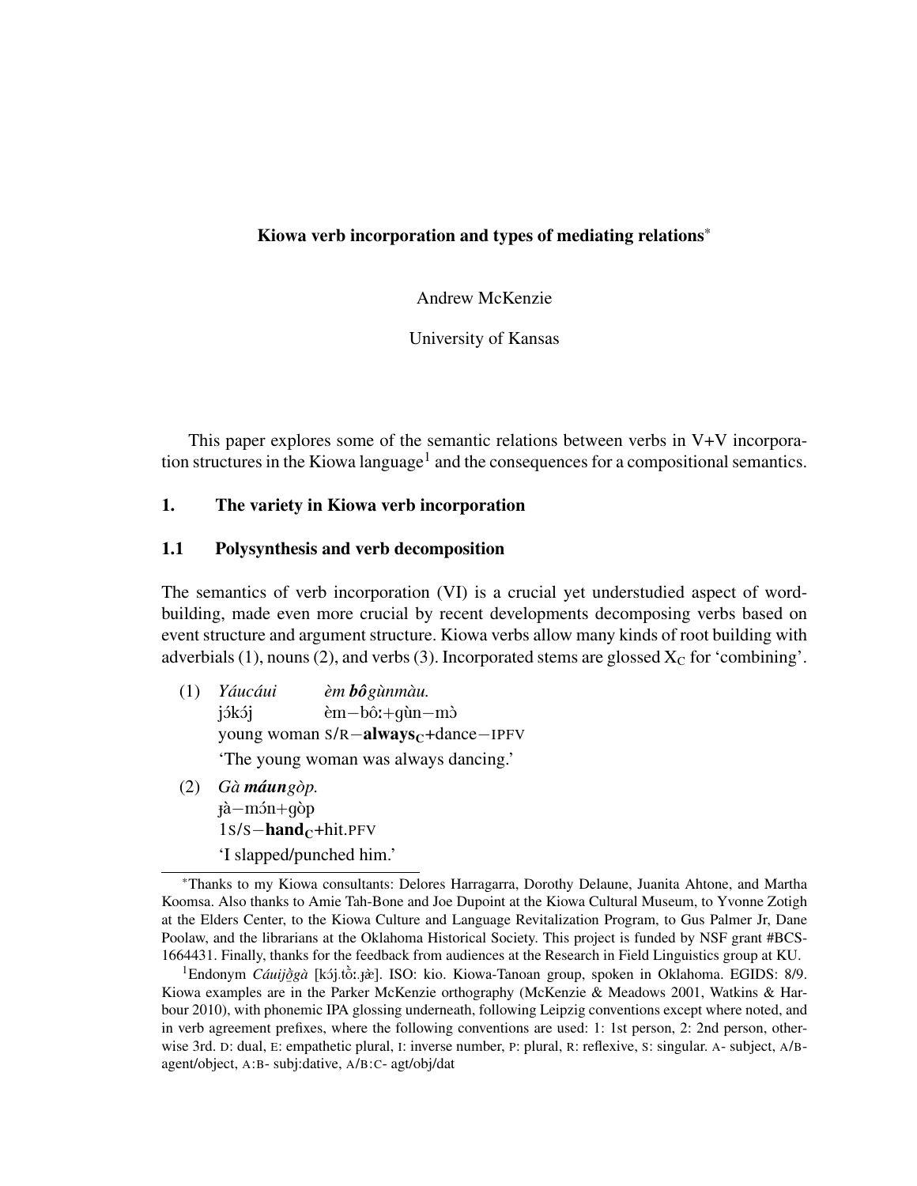**Kiowa verb incorporation and types of mediating relations***

Andrew McKenzie

University of Kansas

This paper explores some of the semantic relations between verbs in V+V incorporation structures in the Kiowa language[1] and the consequences for a compositional semantics.

## 1. The variety in Kiowa verb incorporation

### 1.1 Polysynthesis and verb decomposition

The semantics of verb incorporation (VI) is a crucial yet understudied aspect of word-building, made even more crucial by recent developments decomposing verbs based on event structure and argument structure. Kiowa verbs allow many kinds of root building with adverbials (1), nouns (2), and verbs (3). Incorporated stems are glossed $X_C$ for 'combining'.

(1) *Yáucáui* *èm **bô**gùnmàu.*
jɔ́kɔ́j èm−bôː+gùn−mɔ̀
young woman S/R−**always$_C$**+dance−IPFV
'The young woman was always dancing.'

(2) *Gà **máun**gòp.*
ɟà−mɔ́n+gòp
1S/S−**hand$_C$**+hit.PFV
'I slapped/punched him.'

---

*Thanks to my Kiowa consultants: Delores Harragarra, Dorothy Delaune, Juanita Ahtone, and Martha Koomsa. Also thanks to Amie Tah-Bone and Joe Dupoint at the Kiowa Cultural Museum, to Yvonne Zotigh at the Elders Center, to the Kiowa Culture and Language Revitalization Program, to Gus Palmer Jr, Dane Poolaw, and the librarians at the Oklahoma Historical Society. This project is funded by NSF grant #BCS-1664431. Finally, thanks for the feedback from audiences at the Research in Field Linguistics group at KU.

[1] Endonym *Cáuijò̀gà* [kɔ́j.tɔ̀ː.ɟæ̀]. ISO: kio. Kiowa-Tanoan group, spoken in Oklahoma. EGIDS: 8/9. Kiowa examples are in the Parker McKenzie orthography (McKenzie & Meadows 2001, Watkins & Harbour 2010), with phonemic IPA glossing underneath, following Leipzig conventions except where noted, and in verb agreement prefixes, where the following conventions are used: 1: 1st person, 2: 2nd person, otherwise 3rd. D: dual, E: empathetic plural, I: inverse number, P: plural, R: reflexive, S: singular. A- subject, A/B- agent/object, A:B- subj:dative, A/B:C- agt/obj/dat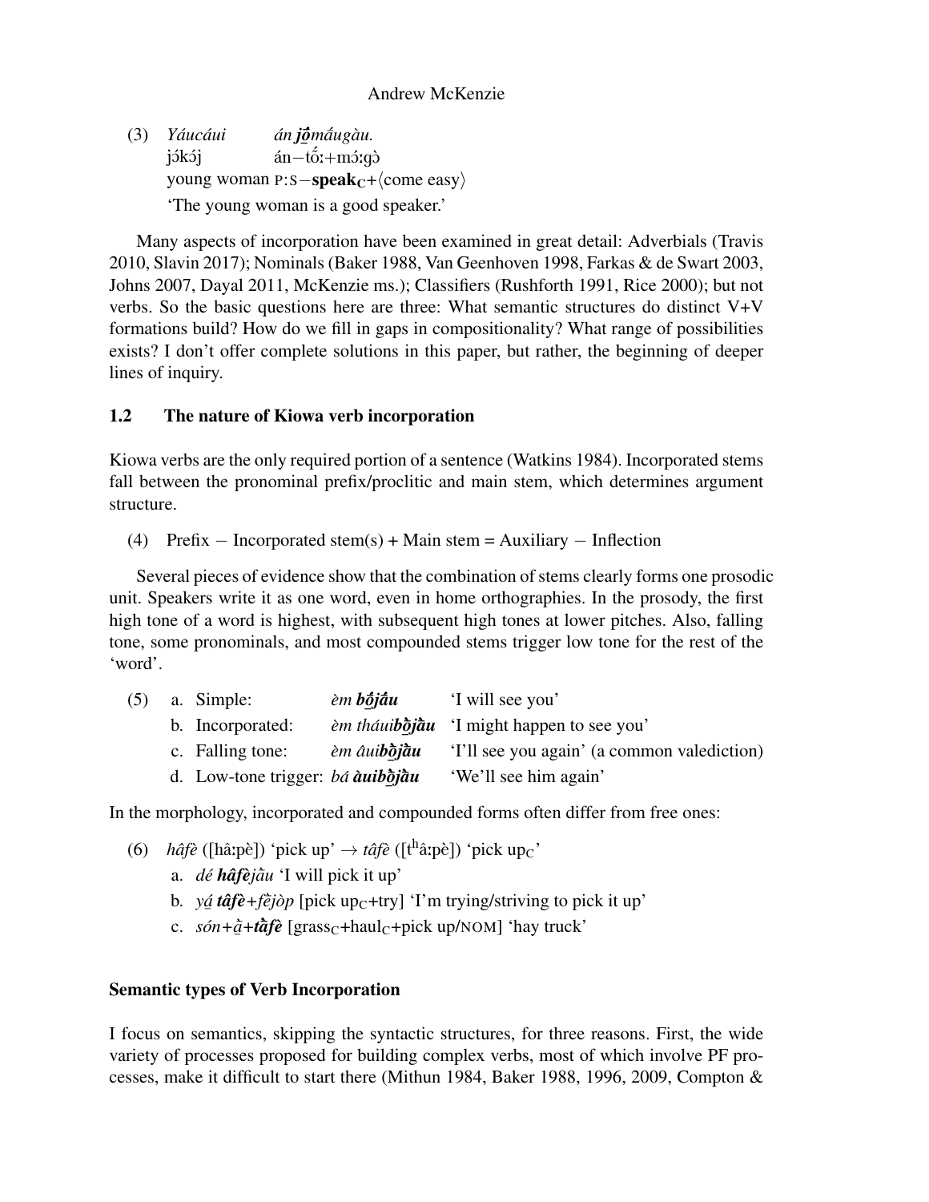(3) *Yáucáui* *án **jô̱**mâugàu.*
 jɔ́kɔ́j án−tɔ̂ː+mɔ́ːgɔ̀
 young woman P:S−**speak**$_C$+⟨come easy⟩
 'The young woman is a good speaker.'

Many aspects of incorporation have been examined in great detail: Adverbials (Travis 2010, Slavin 2017); Nominals (Baker 1988, Van Geenhoven 1998, Farkas & de Swart 2003, Johns 2007, Dayal 2011, McKenzie ms.); Classifiers (Rushforth 1991, Rice 2000); but not verbs. So the basic questions here are three: What semantic structures do distinct V+V formations build? How do we fill in gaps in compositionality? What range of possibilities exists? I don't offer complete solutions in this paper, but rather, the beginning of deeper lines of inquiry.

## 1.2 The nature of Kiowa verb incorporation

Kiowa verbs are the only required portion of a sentence (Watkins 1984). Incorporated stems fall between the pronominal prefix/proclitic and main stem, which determines argument structure.

(4) Prefix − Incorporated stem(s) + Main stem = Auxiliary − Inflection

Several pieces of evidence show that the combination of stems clearly forms one prosodic unit. Speakers write it as one word, even in home orthographies. In the prosody, the first high tone of a word is highest, with subsequent high tones at lower pitches. Also, falling tone, some pronominals, and most compounded stems trigger low tone for the rest of the 'word'.

(5) a. Simple: *èm **bô̱jâu*** 'I will see you'
 b. Incorporated: *èm tháui**bò̱jàu*** 'I might happen to see you'
 c. Falling tone: *èm âui**bò̱jàu*** 'I'll see you again' (a common valediction)
 d. Low-tone trigger: *bá **àuibò̱jàu*** 'We'll see him again'

In the morphology, incorporated and compounded forms often differ from free ones:

(6) *hâfè* ([hâːpè]) 'pick up' → *tâfè* ([tʰâːpè]) 'pick up$_C$'
 a. *dé **hâfè**jàu* 'I will pick it up'
 b. *yá̱ **tâfè**+fèjòp* [pick up$_C$+try] 'I'm trying/striving to pick it up'
 c. *són+à̱+**tàfè*** [grass$_C$+haul$_C$+pick up/NOM] 'hay truck'

**Semantic types of Verb Incorporation**

I focus on semantics, skipping the syntactic structures, for three reasons. First, the wide variety of processes proposed for building complex verbs, most of which involve PF processes, make it difficult to start there (Mithun 1984, Baker 1988, 1996, 2009, Compton &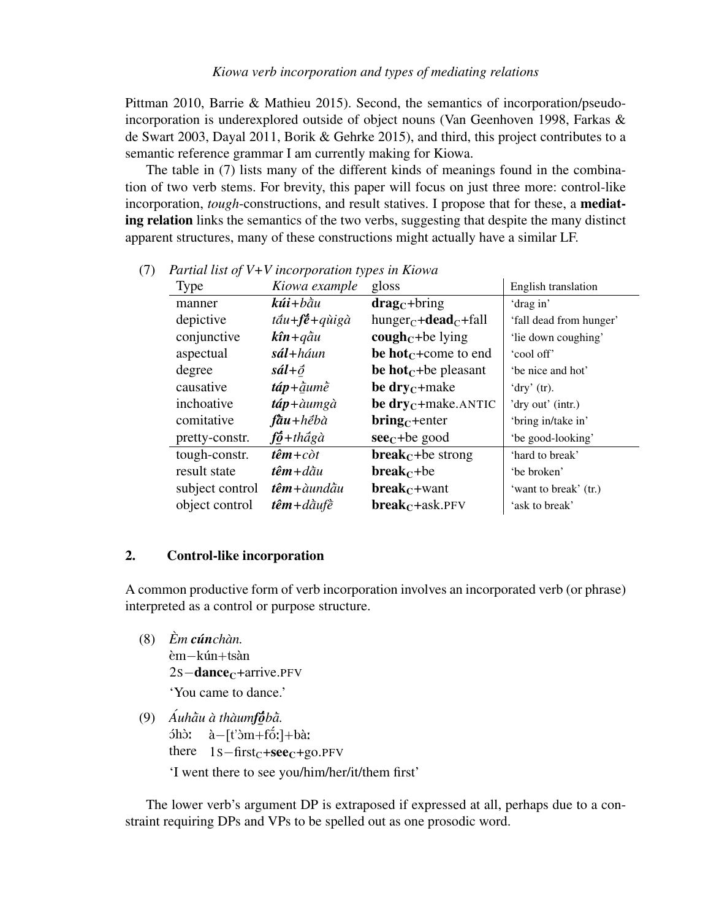Pittman 2010, Barrie & Mathieu 2015). Second, the semantics of incorporation/pseudo-incorporation is underexplored outside of object nouns (Van Geenhoven 1998, Farkas & de Swart 2003, Dayal 2011, Borik & Gehrke 2015), and third, this project contributes to a semantic reference grammar I am currently making for Kiowa.

The table in (7) lists many of the different kinds of meanings found in the combination of two verb stems. For brevity, this paper will focus on just three more: control-like incorporation, *tough*-constructions, and result statives. I propose that for these, a **mediating relation** links the semantics of the two verbs, suggesting that despite the many distinct apparent structures, many of these constructions might actually have a similar LF.

(7) *Partial list of V+V incorporation types in Kiowa*

| Type | *Kiowa example* | gloss | English translation |
|---|---|---|---|
| manner | ***kúi***+*bầu* | **drag**$_C$+bring | 'drag in' |
| depictive | *tầu*+***fê̂***+*qùigà* | hunger$_C$+**dead**$_C$+fall | 'fall dead from hunger' |
| conjunctive | ***kîn***+*qầu* | **cough**$_C$+be lying | 'lie down coughing' |
| aspectual | ***sál***+*háun* | **be hot**$_C$+come to end | 'cool off' |
| degree | ***sál***+*ô̰* | **be hot**$_C$+be pleasant | 'be nice and hot' |
| causative | ***táp***+*ầumḕ* | **be dry**$_C$+make | 'dry' (tr). |
| inchoative | ***táp***+*àumgà* | **be dry**$_C$+make.ANTIC | 'dry out' (intr.) |
| comitative | ***fầu***+*hḗbà* | **bring**$_C$+enter | 'bring in/take in' |
| pretty-constr. | ***fô̰***+*thấgà* | **see**$_C$+be good | 'be good-looking' |
| tough-constr. | ***têm***+*còt* | **break**$_C$+be strong | 'hard to break' |
| result state | ***têm***+*dầu* | **break**$_C$+be | 'be broken' |
| subject control | ***têm***+*àundầu* | **break**$_C$+want | 'want to break' (tr.) |
| object control | ***têm***+*dầufḕ* | **break**$_C$+ask.PFV | 'ask to break' |

## 2. Control-like incorporation

A common productive form of verb incorporation involves an incorporated verb (or phrase) interpreted as a control or purpose structure.

(8) *Èm **cún**chàn.*
èm−kún+tsàn
2S−**dance**$_C$+arrive.PFV
'You came to dance.'

(9) *Áuhầu à thàum**fô̰**bầ.*
ɔ́hɔ̀ː  à−[t'ɔ̀m+fɔ̃́ː]+bàː
there  1S−first$_C$+**see**$_C$+go.PFV
'I went there to see you/him/her/it/them first'

The lower verb's argument DP is extraposed if expressed at all, perhaps due to a constraint requiring DPs and VPs to be spelled out as one prosodic word.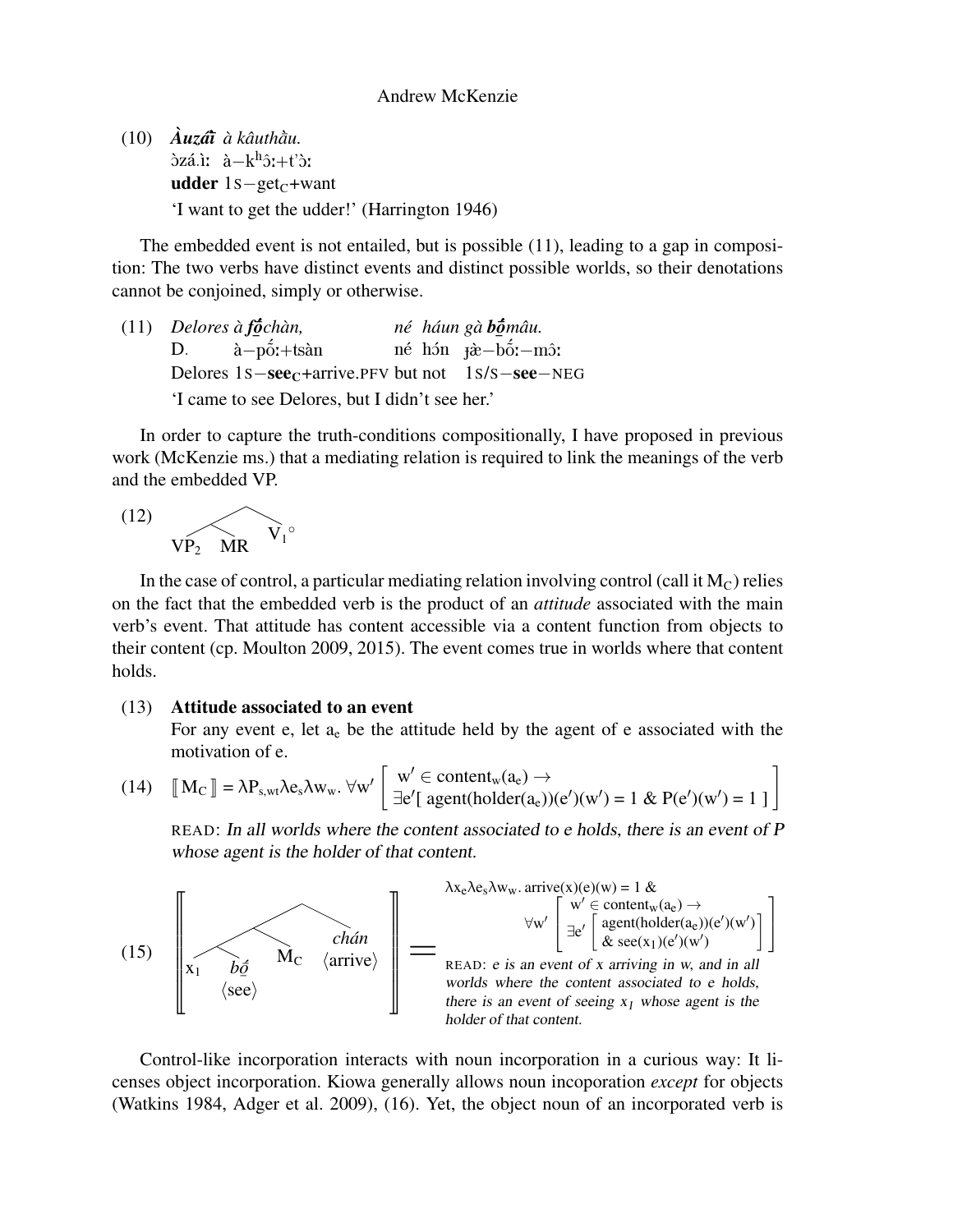(10) ***Àuzẫi*** *à kâuthàu.*
ɔzá.ì: à−kʰɔ̂:+t'ɔ̀:
**udder** 1S−get$_C$+want
'I want to get the udder!' (Harrington 1946)

The embedded event is not entailed, but is possible (11), leading to a gap in composition: The two verbs have distinct events and distinct possible worlds, so their denotations cannot be conjoined, simply or otherwise.

(11) *Delores à **fõ̂**chàn, né háun gà **bõ̂**mâu.*
D. à−pɔ̃̂:+tsàn né hɔ́n ɟæ̀−bɔ̃̂:−mɔ̂:
Delores 1S−**see**$_C$+arrive.PFV but not 1S/S−**see**−NEG
'I came to see Delores, but I didn't see her.'

In order to capture the truth-conditions compositionally, I have proposed in previous work (McKenzie ms.) that a mediating relation is required to link the meanings of the verb and the embedded VP.

(12) [[ $VP_2$ MR ] $V_1{}^{\circ}$ ]

In the case of control, a particular mediating relation involving control (call it $M_C$) relies on the fact that the embedded verb is the product of an *attitude* associated with the main verb's event. That attitude has content accessible via a content function from objects to their content (cp. Moulton 2009, 2015). The event comes true in worlds where that content holds.

(13) **Attitude associated to an event**
For any event e, let $a_e$ be the attitude held by the agent of e associated with the motivation of e.

(14) $[\![ M_C ]\!] = \lambda P_{s,wt} \lambda e_s \lambda w_w.\ \forall w' \left[ \begin{array}{l} w' \in content_w(a_e) \rightarrow \\ \exists e'[\ agent(holder(a_e))(e')(w') = 1\ \&\ P(e')(w') = 1\ ] \end{array} \right]$

READ: *In all worlds where the content associated to e holds, there is an event of P whose agent is the holder of that content.*

(15) $\left[\!\!\left[ [[ x_1\ \textit{bó̃}\ \langle see \rangle ]\ M_C ]\ \textit{chán}\ \langle arrive \rangle \right]\!\!\right] = \lambda x_e \lambda e_s \lambda w_w.\ arrive(x)(e)(w) = 1\ \& \ \forall w' \left[ \begin{array}{l} w' \in content_w(a_e) \rightarrow \\ \exists e' \left[ \begin{array}{l} agent(holder(a_e))(e')(w') \\ \&\ see(x_1)(e')(w') \end{array} \right] \end{array} \right]$

READ: *e is an event of x arriving in w, and in all worlds where the content associated to e holds, there is an event of seeing $x_1$ whose agent is the holder of that content.*

Control-like incorporation interacts with noun incorporation in a curious way: It licenses object incorporation. Kiowa generally allows noun incoporation *except* for objects (Watkins 1984, Adger et al. 2009), (16). Yet, the object noun of an incorporated verb is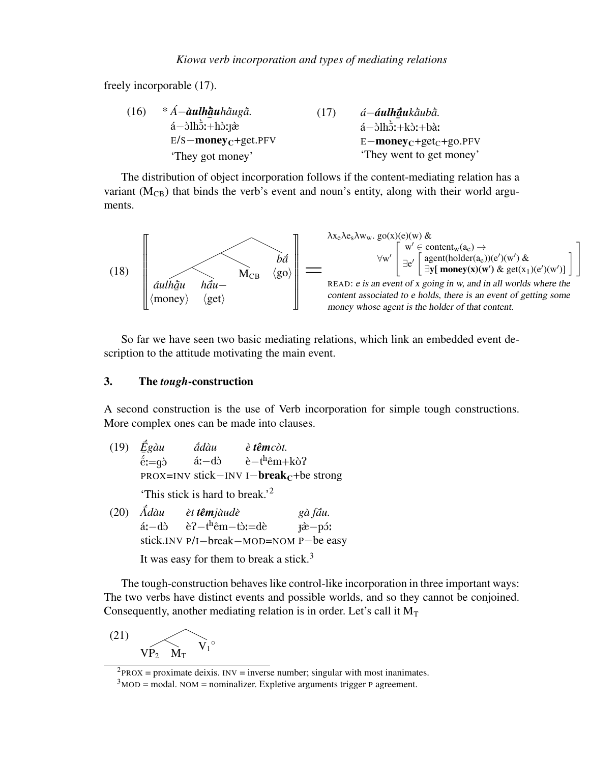freely incorporable (17).

(16) \* *Á–**àulhā̀u**hàugā̀.*
   á–ɔ̀lhɔ̃̀ː+hɔ̀ːɟæ̀
   E/S–**money**$_C$+get.PFV
   'They got money'

(17) *á–**áulhā́u**kàubā̀.*
   á–ɔ̀lhɔ̃̀ː+kɔ̀ː+bàː
   E–**money**$_C$+get$_C$+go.PFV
   'They went to get money'

The distribution of object incorporation follows if the content-mediating relation has a variant ($M_{CB}$) that binds the verb's event and noun's entity, along with their world arguments.

(18) ⟦ [[[ *áulhā̀u* ⟨money⟩ *hā́u–* ⟨get⟩ ] $M_{CB}$ ] *bā́* ⟨go⟩ ] ⟧ =

$$\lambda x_e \lambda e_s \lambda w_w.\ \text{go}(x)(e)(w)\ \& \ \forall w' \left[ \begin{array}{l} w' \in \text{content}_w(a_e) \rightarrow \\ \exists e' \left[ \begin{array}{l} \text{agent}(\text{holder}(a_e))(e')(w')\ \& \\ \exists \mathbf{y}[\ \mathbf{money(x)(w')}\ \&\ \text{get}(x_1)(e')(w')] \end{array} \right] \end{array} \right]$$

READ: *e is an event of x going in w, and in all worlds where the content associated to e holds, there is an event of getting some money whose agent is the holder of that content.*

So far we have seen two basic mediating relations, which link an embedded event description to the attitude motivating the main event.

## 3. The *tough*-construction

A second construction is the use of Verb incorporation for simple tough constructions. More complex ones can be made into clauses.

(19) *Ḗgàu* *ā́dàu* *è **têm**còt.*
   ḗː=gɔ̀ áː–dɔ̀ è–tʰêm+kɔ̀ʔ
   PROX=INV stick–INV I–**break**$_C$+be strong
   'This stick is hard to break.'[2]

(20) *Ā́dàu* *èt **têm**jàudè* *gà fā́u.*
   áː–dɔ̀ èʔ–tʰêm–tɔ̀ː=dè ɟæ̀–pɔ́ː
   stick.INV P/I–break–MOD=NOM P–be easy
   It was easy for them to break a stick.[3]

The tough-construction behaves like control-like incorporation in three important ways: The two verbs have distinct events and possible worlds, and so they cannot be conjoined. Consequently, another mediating relation is in order. Let's call it $M_T$

(21) [[ $VP_2$ $M_T$ ] $V_1{}^{\circ}$ ]

[2] PROX = proximate deixis. INV = inverse number; singular with most inanimates.

[3] MOD = modal. NOM = nominalizer. Expletive arguments trigger P agreement.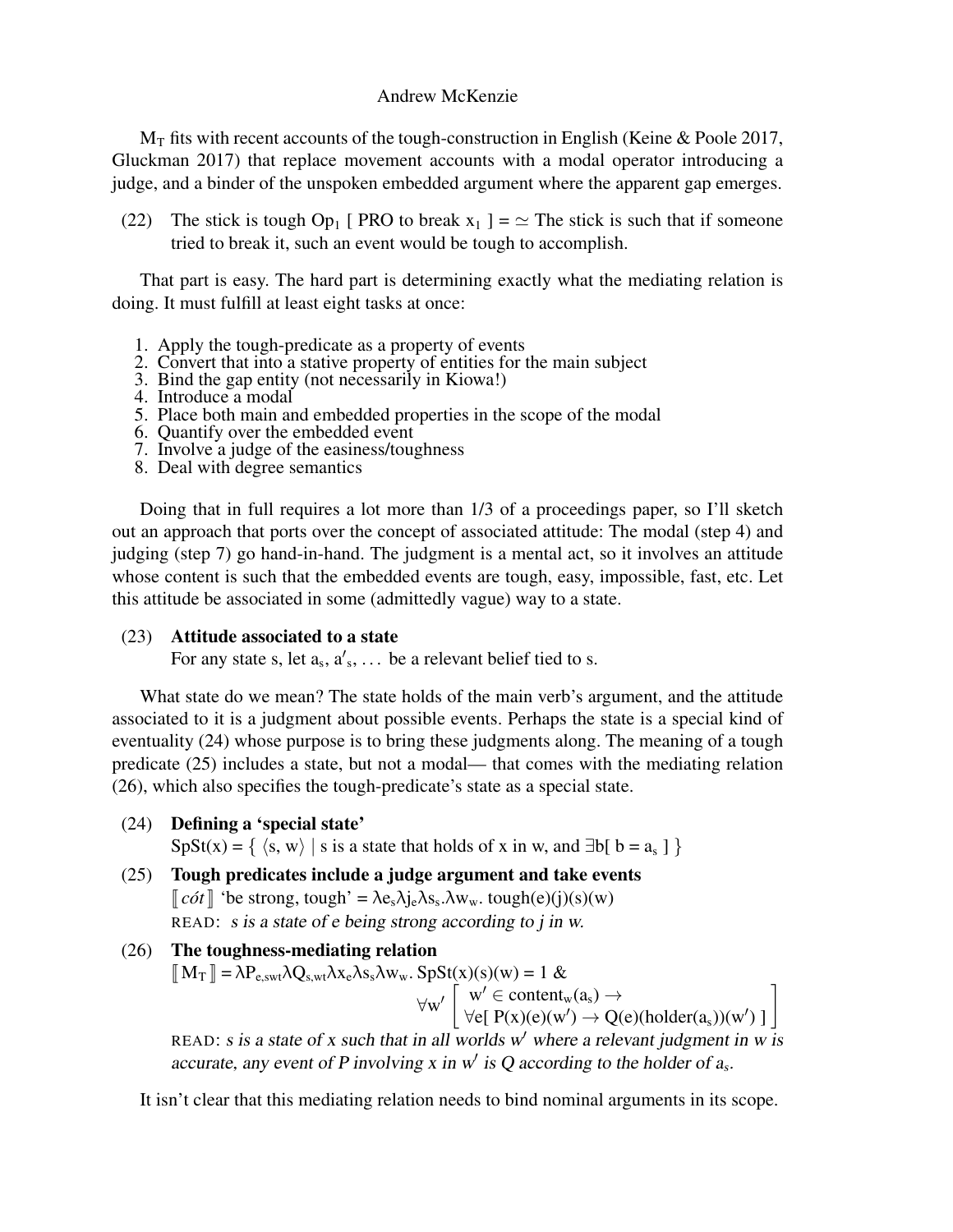$M_T$ fits with recent accounts of the tough-construction in English (Keine & Poole 2017, Gluckman 2017) that replace movement accounts with a modal operator introducing a judge, and a binder of the unspoken embedded argument where the apparent gap emerges.

(22) The stick is tough $Op_1$ [ PRO to break $x_1$ ] = $\simeq$ The stick is such that if someone tried to break it, such an event would be tough to accomplish.

That part is easy. The hard part is determining exactly what the mediating relation is doing. It must fulfill at least eight tasks at once:

1. Apply the tough-predicate as a property of events
2. Convert that into a stative property of entities for the main subject
3. Bind the gap entity (not necessarily in Kiowa!)
4. Introduce a modal
5. Place both main and embedded properties in the scope of the modal
6. Quantify over the embedded event
7. Involve a judge of the easiness/toughness
8. Deal with degree semantics

Doing that in full requires a lot more than 1/3 of a proceedings paper, so I'll sketch out an approach that ports over the concept of associated attitude: The modal (step 4) and judging (step 7) go hand-in-hand. The judgment is a mental act, so it involves an attitude whose content is such that the embedded events are tough, easy, impossible, fast, etc. Let this attitude be associated in some (admittedly vague) way to a state.

(23) **Attitude associated to a state**
For any state s, let $a_s$, $a'_s$, ... be a relevant belief tied to s.

What state do we mean? The state holds of the main verb's argument, and the attitude associated to it is a judgment about possible events. Perhaps the state is a special kind of eventuality (24) whose purpose is to bring these judgments along. The meaning of a tough predicate (25) includes a state, but not a modal— that comes with the mediating relation (26), which also specifies the tough-predicate's state as a special state.

(24) **Defining a 'special state'**
$\text{SpSt}(x) = \{ \langle s, w \rangle \mid \text{s is a state that holds of x in w, and } \exists b[\ b = a_s\ ] \}$

(25) **Tough predicates include a judge argument and take events**
$[\![ \textit{cót} ]\!]$ 'be strong, tough' = $\lambda e_s \lambda j_e \lambda s_s . \lambda w_w.\ \text{tough}(e)(j)(s)(w)$
READ: *s is a state of e being strong according to j in w.*

(26) **The toughness-mediating relation**
$$[\![ M_T ]\!] = \lambda P_{e,swt} \lambda Q_{s,wt} \lambda x_e \lambda s_s \lambda w_w.\ \text{SpSt}(x)(s)(w) = 1\ \&\ \forall w' \left[ \begin{array}{l} w' \in \text{content}_w(a_s) \rightarrow \\ \forall e[\ P(x)(e)(w') \rightarrow Q(e)(\text{holder}(a_s))(w')\ ] \end{array} \right]$$
READ: *s is a state of x such that in all worlds w′ where a relevant judgment in w is accurate, any event of P involving x in w′ is Q according to the holder of $a_s$.*

It isn't clear that this mediating relation needs to bind nominal arguments in its scope.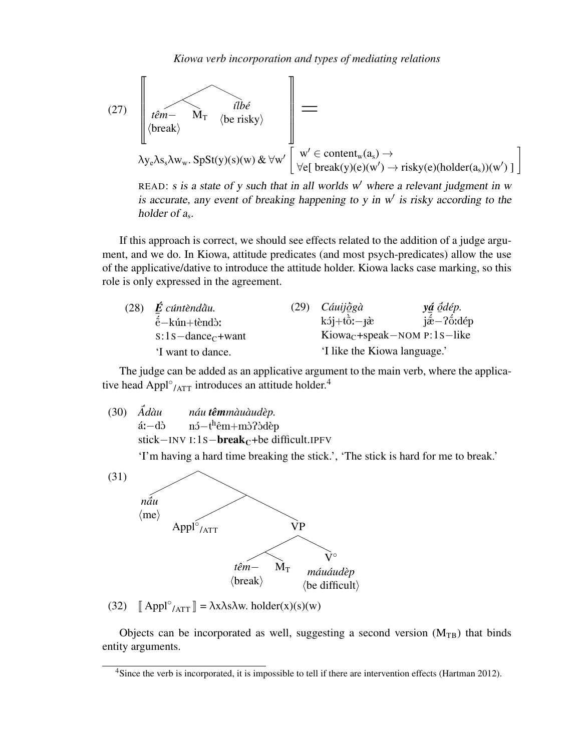(27) ⟦ [ [ *têm*− ⟨break⟩ $M_T$ ] *ílbé* ⟨be risky⟩ ] ⟧ =

$$\lambda y_e \lambda s_s \lambda w_w.\ \text{SpSt}(y)(s)(w)\ \&\ \forall w' \left[ \begin{array}{l} w' \in \text{content}_w(a_s) \rightarrow \\ \forall e[\ \text{break}(y)(e)(w') \rightarrow \text{risky}(e)(\text{holder}(a_s))(w')\ ] \end{array} \right]$$

READ: *s is a state of y such that in all worlds w′ where a relevant judgment in w is accurate, any event of breaking happening to y in w′ is risky according to the holder of $a_s$.*

If this approach is correct, we should see effects related to the addition of a judge argument, and we do. In Kiowa, attitude predicates (and most psych-predicates) allow the use of the applicative/dative to introduce the attitude holder. Kiowa lacks case marking, so this role is only expressed in the agreement.

(28) ***É̱*** *cúntèndǎu.*
ɛ̱̋−kún+tèndɔː
S:1S−dance$_C$+want
'I want to dance.'

(29) *Cáuijǫ̀gà* ***yá̱*** *ǫ́dép.*
kɔ́j+tɔ̃̀ː−ɟæ̀ jæ̱̋−ʔɔ̃́ːdép
Kiowa$_C$+speak−NOM P:1S−like
'I like the Kiowa language.'

The judge can be added as an applicative argument to the main verb, where the applicative head $\text{Appl}^{\circ}{}_{/\text{ATT}}$ introduces an attitude holder.[4]

(30) *Ā́dàu* *náu **têm**màuàudèp.*
áː−dɔ̀ nɔ́−tʰêm+mɔ̀ʔɔ̀dèp
stick−INV I:1S−**break$_C$**+be difficult.IPFV
'I'm having a hard time breaking the stick.', 'The stick is hard for me to break.'

(31) [ *nǎu* ⟨me⟩ [ $\text{Appl}^{\circ}{}_{/\text{ATT}}$ [$_{\text{VP}}$ [ *têm*− ⟨break⟩ $M_T$ ] [$_{\text{V}^{\circ}}$ *máuáudèp* ⟨be difficult⟩ ] ] ] ]

(32) $[\![\ \text{Appl}^{\circ}{}_{/\text{ATT}}\ ]\!] = \lambda x \lambda s \lambda w.\ \text{holder}(x)(s)(w)$

Objects can be incorporated as well, suggesting a second version ($M_{TB}$) that binds entity arguments.

[4] Since the verb is incorporated, it is impossible to tell if there are intervention effects (Hartman 2012).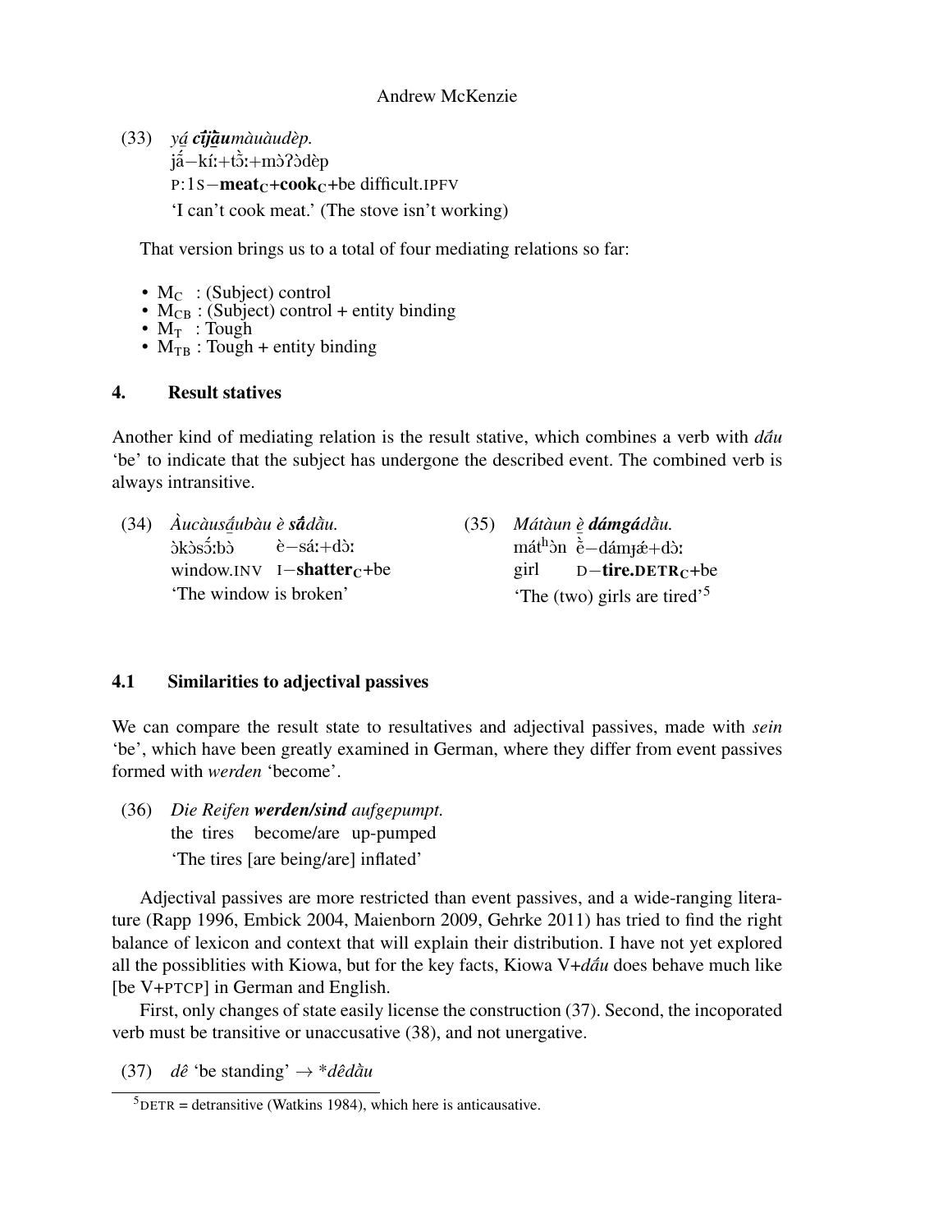(33) *yá̱ **cî̱ja̱u**màuàudèp.*
já̱–kíː+tɔ̀ː+mɔ̀ʔɔ̀dèp
P:1S–**meat$_C$+cook$_C$**+be difficult.IPFV
'I can't cook meat.' (The stove isn't working)

That version brings us to a total of four mediating relations so far:

- $M_C$ : (Subject) control
- $M_{CB}$ : (Subject) control + entity binding
- $M_T$ : Tough
- $M_{TB}$ : Tough + entity binding

## 4. Result statives

Another kind of mediating relation is the result stative, which combines a verb with *dấu* 'be' to indicate that the subject has undergone the described event. The combined verb is always intransitive.

(34) *Àucàusá̱ubàu è **sấ**dầu.*
ɔ̀kɔ̀sɔ̂ːbɔ̀ è–sáː+dɔ̀ː
window.INV I–**shatter$_C$**+be
'The window is broken'

(35) *Mátàun è̱ **dámgá**dầu.*
mátʰɔ̀n è̱–dámɟǽ+dɔ̀ː
girl D–**tire.DETR$_C$**+be
'The (two) girls are tired'[5]

### 4.1 Similarities to adjectival passives

We can compare the result state to resultatives and adjectival passives, made with *sein* 'be', which have been greatly examined in German, where they differ from event passives formed with *werden* 'become'.

(36) *Die Reifen **werden/sind** aufgepumpt.*
the tires become/are up-pumped
'The tires [are being/are] inflated'

Adjectival passives are more restricted than event passives, and a wide-ranging literature (Rapp 1996, Embick 2004, Maienborn 2009, Gehrke 2011) has tried to find the right balance of lexicon and context that will explain their distribution. I have not yet explored all the possiblities with Kiowa, but for the key facts, Kiowa V+*dấu* does behave much like [be V+PTCP] in German and English.

First, only changes of state easily license the construction (37). Second, the incoporated verb must be transitive or unaccusative (38), and not unergative.

(37) *dê* 'be standing' → **dêdầu*

[5] DETR = detransitive (Watkins 1984), which here is anticausative.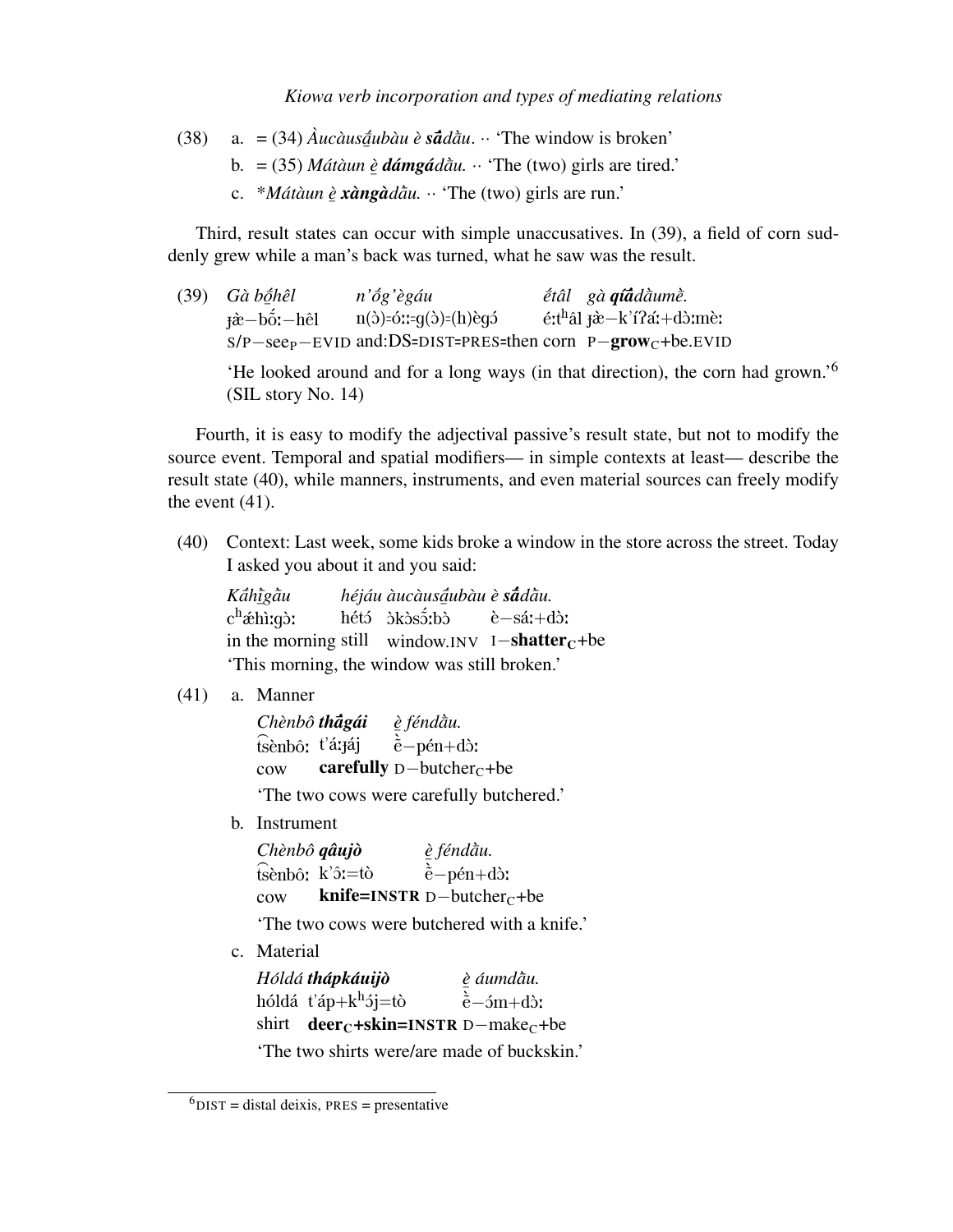(38) a. = (34) *Àucàus<u>ā́</u>ubàu è **sā̂**dā̀u.* ·· 'The window is broken'

b. = (35) *Mátàun <u>è</u> **dámgá**dā̀u.* ·· 'The (two) girls are tired.'

c. \*Mátàun <u>è</u> **xàngà**dā̀u. ·· 'The (two) girls are run.'

Third, result states can occur with simple unaccusatives. In (39), a field of corn suddenly grew while a man's back was turned, what he saw was the result.

(39) *Gà b<u>ṓ</u>hêl n'ṓg'ègáu ḗtâl gà **qī́ā̂**dā̀umḕ.*
ɟæ̀−bṓː−hêl n(ɔ̀)=óːː=g(ɔ̀)=(h)ègɔ́ éːtʰâl ɟæ̀−k'íʔáː+dɔ̀ːmèː
S/P−see$_P$−EVID and:DS=DIST=PRES=then corn P−**grow**$_C$+be.EVID
'He looked around and for a long ways (in that direction), the corn had grown.'[6] (SIL story No. 14)

Fourth, it is easy to modify the adjectival passive's result state, but not to modify the source event. Temporal and spatial modifiers— in simple contexts at least— describe the result state (40), while manners, instruments, and even material sources can freely modify the event (41).

(40) Context: Last week, some kids broke a window in the store across the street. Today I asked you about it and you said:

*Kā́h<u>ī</u>gā̀u héjáu àucàus<u>ā́</u>ubàu è **sā̂**dā̀u.*
cʰæ̂hìːgɔː hétɔ́ ɔ̀kɔ̀sɔ̃́ːbɔ̀ è−sáː+dɔː
in the morning still window.INV I−**shatter**$_C$+be
'This morning, the window was still broken.'

(41) a. Manner

*Chènbô **thā̂gái** <u>è</u> féndā̀u.*
t͡sènbôː t'áːɟáj ȅ−pén+dɔː
cow **carefully** D−butcher$_C$+be
'The two cows were carefully butchered.'

b. Instrument

*Chènbô **qâujò** <u>è</u> féndā̀u.*
t͡sènbôː k'ɔ̂ː=tò ȅ−pén+dɔː
cow **knife=INSTR** D−butcher$_C$+be
'The two cows were butchered with a knife.'

c. Material

*Hóldá **thápkáuijò** <u>è</u> áumdā̀u.*
hóldá t'áp+kʰɔ́j=tò ȅ−ɔ́m+dɔː
shirt **deer$_C$+skin=INSTR** D−make$_C$+be
'The two shirts were/are made of buckskin.'

---

[6] DIST = distal deixis, PRES = presentative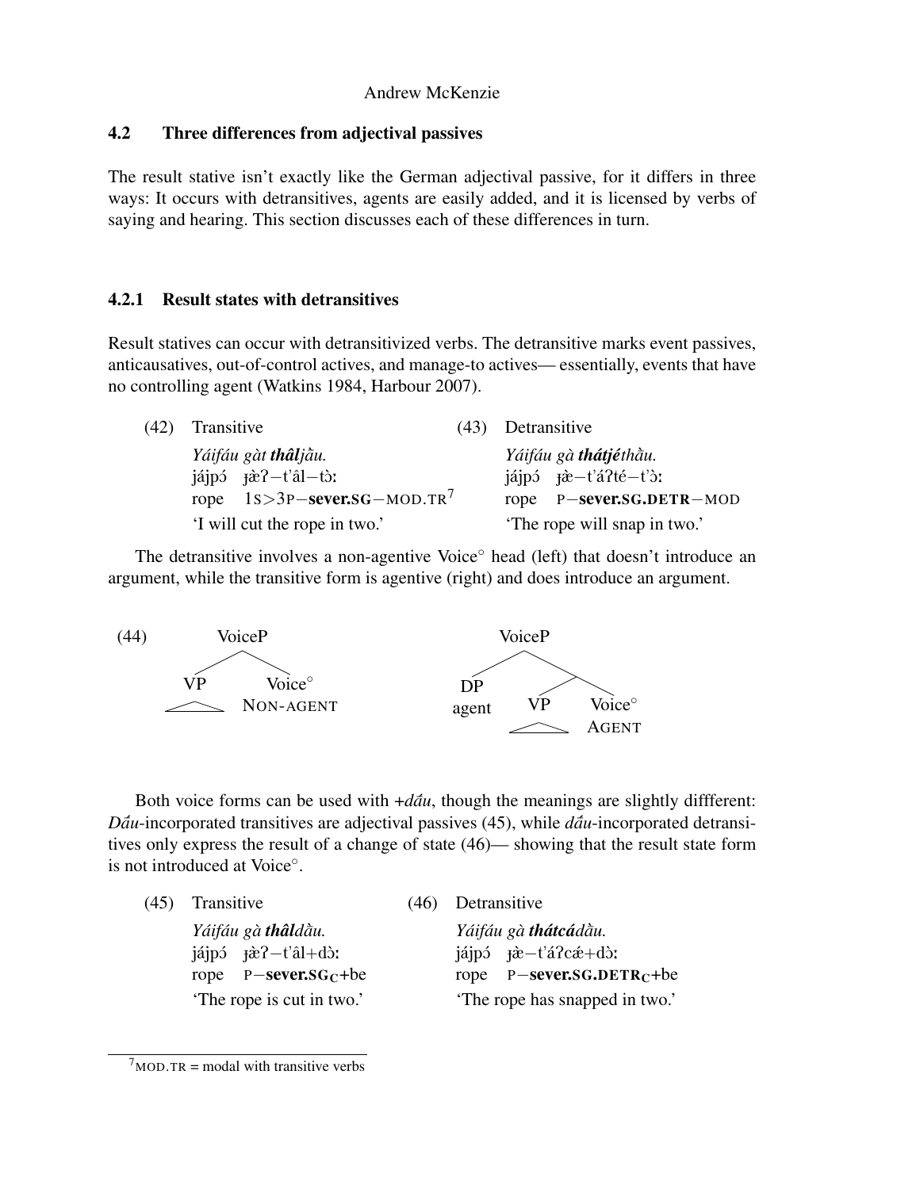## 4.2 Three differences from adjectival passives

The result stative isn't exactly like the German adjectival passive, for it differs in three ways: It occurs with detransitives, agents are easily added, and it is licensed by verbs of saying and hearing. This section discusses each of these differences in turn.

### 4.2.1 Result states with detransitives

Result statives can occur with detransitivized verbs. The detransitive marks event passives, anticausatives, out-of-control actives, and manage-to actives— essentially, events that have no controlling agent (Watkins 1984, Harbour 2007).

(42) Transitive

*Yáifáu gàt **thâl**jầu.*
jájpɔ́ ɟæ̀ʔ−t'âl−tɔ̀ː
rope 1S>3P−**sever.SG**−MOD.TR[7]
'I will cut the rope in two.'

(43) Detransitive

*Yáifáu gà **thátjé**thầu.*
jájpɔ́ ɟæ̀−t'áʔté−t'ɔ̀ː
rope P−**sever.SG.DETR**−MOD
'The rope will snap in two.'

The detransitive involves a non-agentive Voice° head (left) that doesn't introduce an argument, while the transitive form is agentive (right) and does introduce an argument.

(44) [VoiceP [VP △] [Voice° NON-AGENT]]  [VoiceP [DP agent] [[VP △] [Voice° AGENT]]]

Both voice forms can be used with *+dầu*, though the meanings are slightly diffferent: *Dầu*-incorporated transitives are adjectival passives (45), while *dầu*-incorporated detransitives only express the result of a change of state (46)— showing that the result state form is not introduced at Voice°.

(45) Transitive

*Yáifáu gà **thâl**dầu.*
jájpɔ́ ɟæ̀ʔ−t'âl+dɔ̀ː
rope P−**sever.SG$_C$**+be
'The rope is cut in two.'

(46) Detransitive

*Yáifáu gà **thátcá**dầu.*
jájpɔ́ ɟæ̀−t'áʔcǽ+dɔ̀ː
rope P−**sever.SG.DETR$_C$**+be
'The rope has snapped in two.'

[7] MOD.TR = modal with transitive verbs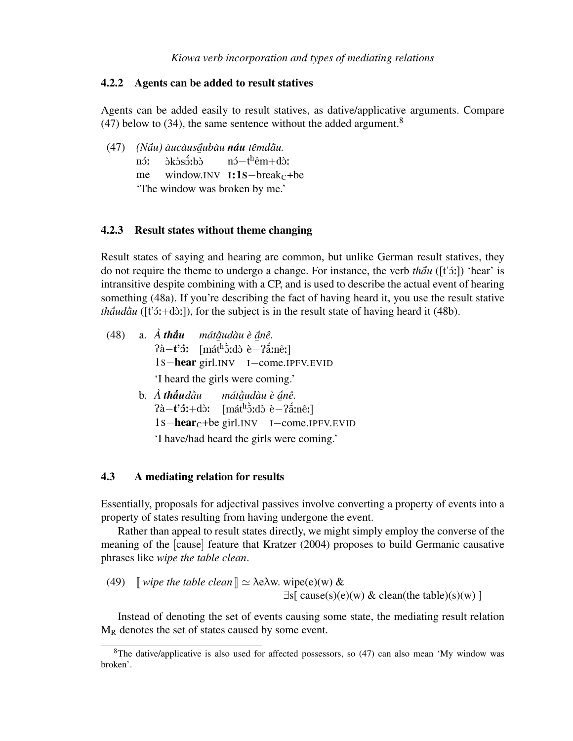### 4.2.2 Agents can be added to result statives

Agents can be added easily to result statives, as dative/applicative arguments. Compare (47) below to (34), the same sentence without the added argument.[8]

(47) *(Náu) àucàusâ̱ubàu **náu** têmdàu.*
nɔ́ː ɔ̀kɔ̀sɔ̂̃ːbɔ̀ nɔ́−tʰêm+dɔ̀ː
me window.INV **I:1S**−break$_C$+be
'The window was broken by me.'

### 4.2.3 Result states without theme changing

Result states of saying and hearing are common, but unlike German result statives, they do not require the theme to undergo a change. For instance, the verb *thâ̱u* ([t'ɔ́ː]) 'hear' is intransitive despite combining with a CP, and is used to describe the actual event of hearing something (48a). If you're describing the fact of having heard it, you use the result stative *thâ̱udàu* ([t'ɔ́ː+dɔ̀ː]), for the subject is in the result state of having heard it (48b).

(48) a. *À **thâ̱u** mátâ̱udàu è â̱nê.*
ʔà−**t'ɔ́ː** [mátʰɔ̃̀ːdɔ̀ è−ʔɑ̃́ːnêː]
1S−**hear** girl.INV I−come.IPFV.EVID
'I heard the girls were coming.'

b. *À **thâ̱u**dàu mátà̱udàu è â̱nê.*
ʔà−**t'ɔ́ː**+dɔ̀ː [mátʰɔ̃̀ːdɔ̀ è−ʔɑ̃́ːnêː]
1S−**hear**$_C$+be girl.INV I−come.IPFV.EVID
'I have/had heard the girls were coming.'

## 4.3 A mediating relation for results

Essentially, proposals for adjectival passives involve converting a property of events into a property of states resulting from having undergone the event.

Rather than appeal to result states directly, we might simply employ the converse of the meaning of the [cause] feature that Kratzer (2004) proposes to build Germanic causative phrases like *wipe the table clean*.

(49) ⟦ *wipe the table clean* ⟧ ≃ λeλw. wipe(e)(w) & ∃s[ cause(s)(e)(w) & clean(the table)(s)(w) ]

Instead of denoting the set of events causing some state, the mediating result relation $M_R$ denotes the set of states caused by some event.

[8] The dative/applicative is also used for affected possessors, so (47) can also mean 'My window was broken'.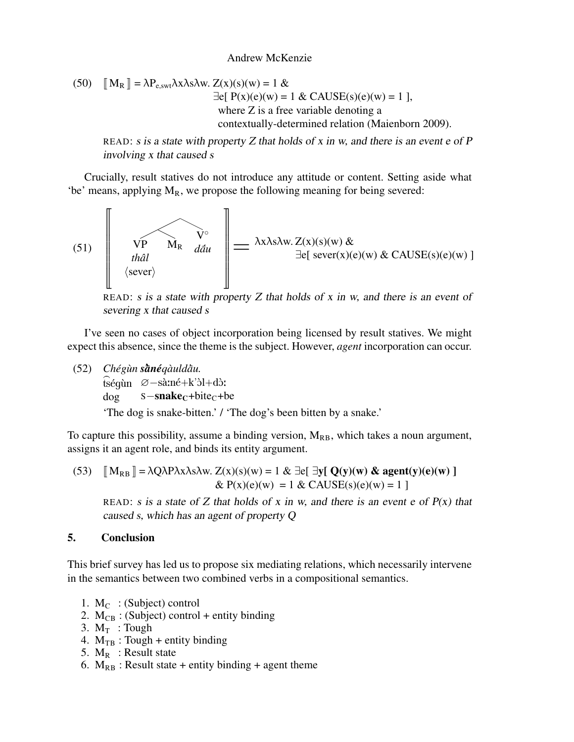(50) $[\![ M_R ]\!] = \lambda P_{e,swt} \lambda x \lambda s \lambda w.\ Z(x)(s)(w) = 1\ \&$
$\exists e[\ P(x)(e)(w) = 1\ \&\ CAUSE(s)(e)(w) = 1\ ]$,
where Z is a free variable denoting a contextually-determined relation (Maienborn 2009).

READ: *s is a state with property Z that holds of x in w, and there is an event e of P involving x that caused s*

Crucially, result statives do not introduce any attitude or content. Setting aside what 'be' means, applying $M_R$, we propose the following meaning for being severed:

(51) $[\![$ [ [ VP *thâl* ⟨sever⟩ ] $M_R$ ] V° *dắu* $]\!]$ = $\lambda x \lambda s \lambda w.\ Z(x)(s)(w)\ \&$
$\exists e[\ sever(x)(e)(w)\ \&\ CAUSE(s)(e)(w)\ ]$

READ: *s is a state with property Z that holds of x in w, and there is an event of severing x that caused s*

I've seen no cases of object incorporation being licensed by result statives. We might expect this absence, since the theme is the subject. However, *agent* incorporation can occur.

(52) *Chégùn* ***sằné****qàuldằu.*
t͡ségùn ∅−sàːné+k'ɔ̀l+dɔ̀ː
dog S−**snake**$_C$+bite$_C$+be
'The dog is snake-bitten.' / 'The dog's been bitten by a snake.'

To capture this possibility, assume a binding version, $M_{RB}$, which takes a noun argument, assigns it an agent role, and binds its entity argument.

(53) $[\![ M_{RB} ]\!] = \lambda Q \lambda P \lambda x \lambda s \lambda w.\ Z(x)(s)(w) = 1\ \&\ \exists e[\ \exists \mathbf{y}[\ \mathbf{Q(y)(w)\ \&\ agent(y)(e)(w)}\ ]$
$\&\ P(x)(e)(w) = 1\ \&\ CAUSE(s)(e)(w) = 1\ ]$

READ: *s is a state of Z that holds of x in w, and there is an event e of P(x) that caused s, which has an agent of property Q*

## 5. Conclusion

This brief survey has led us to propose six mediating relations, which necessarily intervene in the semantics between two combined verbs in a compositional semantics.

1. $M_C$ : (Subject) control
2. $M_{CB}$ : (Subject) control + entity binding
3. $M_T$ : Tough
4. $M_{TB}$ : Tough + entity binding
5. $M_R$ : Result state
6. $M_{RB}$ : Result state + entity binding + agent theme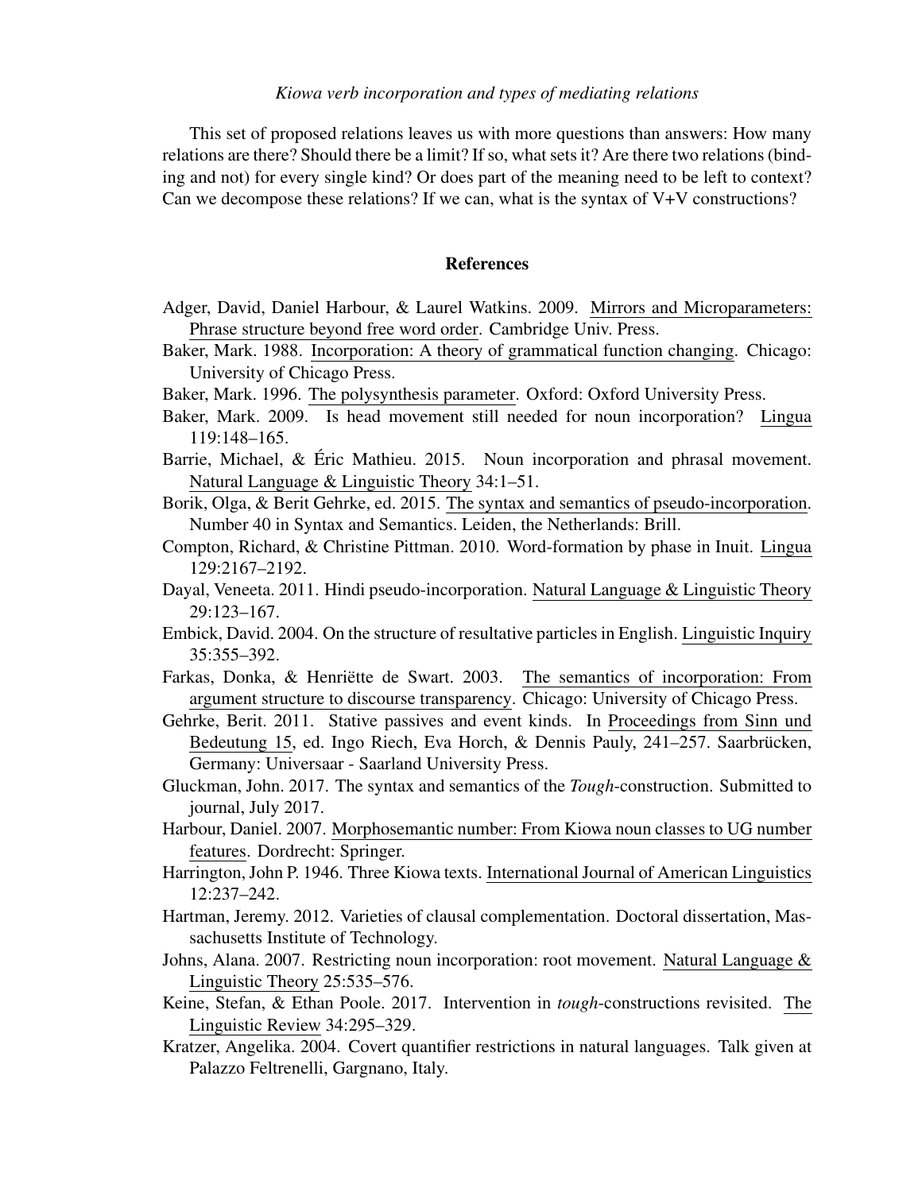This set of proposed relations leaves us with more questions than answers: How many relations are there? Should there be a limit? If so, what sets it? Are there two relations (binding and not) for every single kind? Or does part of the meaning need to be left to context? Can we decompose these relations? If we can, what is the syntax of V+V constructions?

## References

Adger, David, Daniel Harbour, & Laurel Watkins. 2009. Mirrors and Microparameters: Phrase structure beyond free word order. Cambridge Univ. Press.

Baker, Mark. 1988. Incorporation: A theory of grammatical function changing. Chicago: University of Chicago Press.

Baker, Mark. 1996. The polysynthesis parameter. Oxford: Oxford University Press.

Baker, Mark. 2009. Is head movement still needed for noun incorporation? Lingua 119:148–165.

Barrie, Michael, & Éric Mathieu. 2015. Noun incorporation and phrasal movement. Natural Language & Linguistic Theory 34:1–51.

Borik, Olga, & Berit Gehrke, ed. 2015. The syntax and semantics of pseudo-incorporation. Number 40 in Syntax and Semantics. Leiden, the Netherlands: Brill.

Compton, Richard, & Christine Pittman. 2010. Word-formation by phase in Inuit. Lingua 129:2167–2192.

Dayal, Veneeta. 2011. Hindi pseudo-incorporation. Natural Language & Linguistic Theory 29:123–167.

Embick, David. 2004. On the structure of resultative particles in English. Linguistic Inquiry 35:355–392.

Farkas, Donka, & Henriëtte de Swart. 2003. The semantics of incorporation: From argument structure to discourse transparency. Chicago: University of Chicago Press.

Gehrke, Berit. 2011. Stative passives and event kinds. In Proceedings from Sinn und Bedeutung 15, ed. Ingo Riech, Eva Horch, & Dennis Pauly, 241–257. Saarbrücken, Germany: Universaar - Saarland University Press.

Gluckman, John. 2017. The syntax and semantics of the *Tough*-construction. Submitted to journal, July 2017.

Harbour, Daniel. 2007. Morphosemantic number: From Kiowa noun classes to UG number features. Dordrecht: Springer.

Harrington, John P. 1946. Three Kiowa texts. International Journal of American Linguistics 12:237–242.

Hartman, Jeremy. 2012. Varieties of clausal complementation. Doctoral dissertation, Massachusetts Institute of Technology.

Johns, Alana. 2007. Restricting noun incorporation: root movement. Natural Language & Linguistic Theory 25:535–576.

Keine, Stefan, & Ethan Poole. 2017. Intervention in *tough*-constructions revisited. The Linguistic Review 34:295–329.

Kratzer, Angelika. 2004. Covert quantifier restrictions in natural languages. Talk given at Palazzo Feltrenelli, Gargnano, Italy.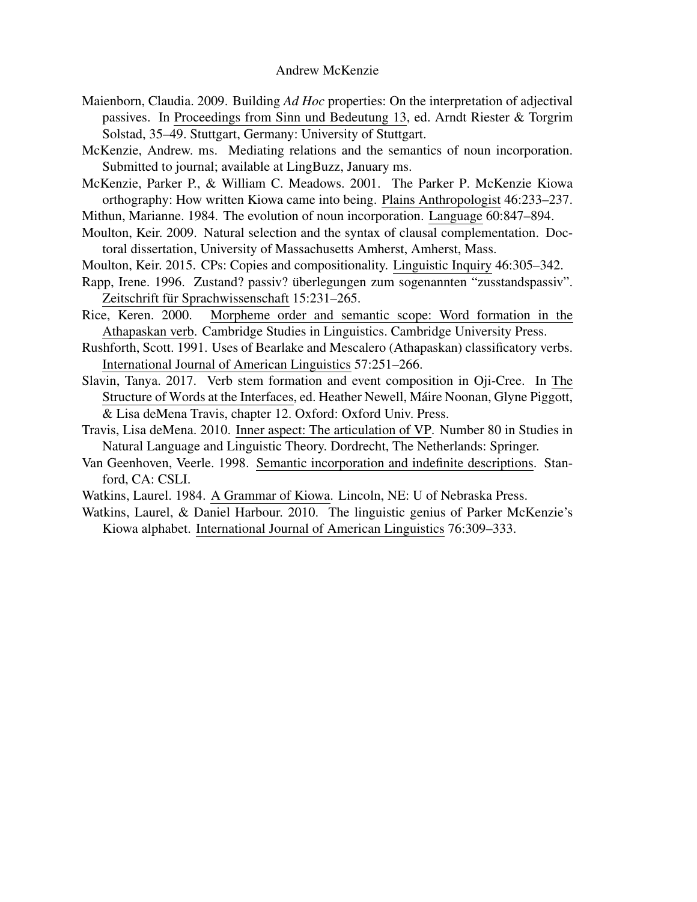Maienborn, Claudia. 2009. Building *Ad Hoc* properties: On the interpretation of adjectival passives. In Proceedings from Sinn und Bedeutung 13, ed. Arndt Riester & Torgrim Solstad, 35–49. Stuttgart, Germany: University of Stuttgart.

McKenzie, Andrew. ms. Mediating relations and the semantics of noun incorporation. Submitted to journal; available at LingBuzz, January ms.

McKenzie, Parker P., & William C. Meadows. 2001. The Parker P. McKenzie Kiowa orthography: How written Kiowa came into being. Plains Anthropologist 46:233–237.

Mithun, Marianne. 1984. The evolution of noun incorporation. Language 60:847–894.

Moulton, Keir. 2009. Natural selection and the syntax of clausal complementation. Doctoral dissertation, University of Massachusetts Amherst, Amherst, Mass.

Moulton, Keir. 2015. CPs: Copies and compositionality. Linguistic Inquiry 46:305–342.

Rapp, Irene. 1996. Zustand? passiv? überlegungen zum sogenannten "zusstandspassiv". Zeitschrift für Sprachwissenschaft 15:231–265.

Rice, Keren. 2000. Morpheme order and semantic scope: Word formation in the Athapaskan verb. Cambridge Studies in Linguistics. Cambridge University Press.

Rushforth, Scott. 1991. Uses of Bearlake and Mescalero (Athapaskan) classificatory verbs. International Journal of American Linguistics 57:251–266.

Slavin, Tanya. 2017. Verb stem formation and event composition in Oji-Cree. In The Structure of Words at the Interfaces, ed. Heather Newell, Máire Noonan, Glyne Piggott, & Lisa deMena Travis, chapter 12. Oxford: Oxford Univ. Press.

Travis, Lisa deMena. 2010. Inner aspect: The articulation of VP. Number 80 in Studies in Natural Language and Linguistic Theory. Dordrecht, The Netherlands: Springer.

Van Geenhoven, Veerle. 1998. Semantic incorporation and indefinite descriptions. Stanford, CA: CSLI.

Watkins, Laurel. 1984. A Grammar of Kiowa. Lincoln, NE: U of Nebraska Press.

Watkins, Laurel, & Daniel Harbour. 2010. The linguistic genius of Parker McKenzie's Kiowa alphabet. International Journal of American Linguistics 76:309–333.